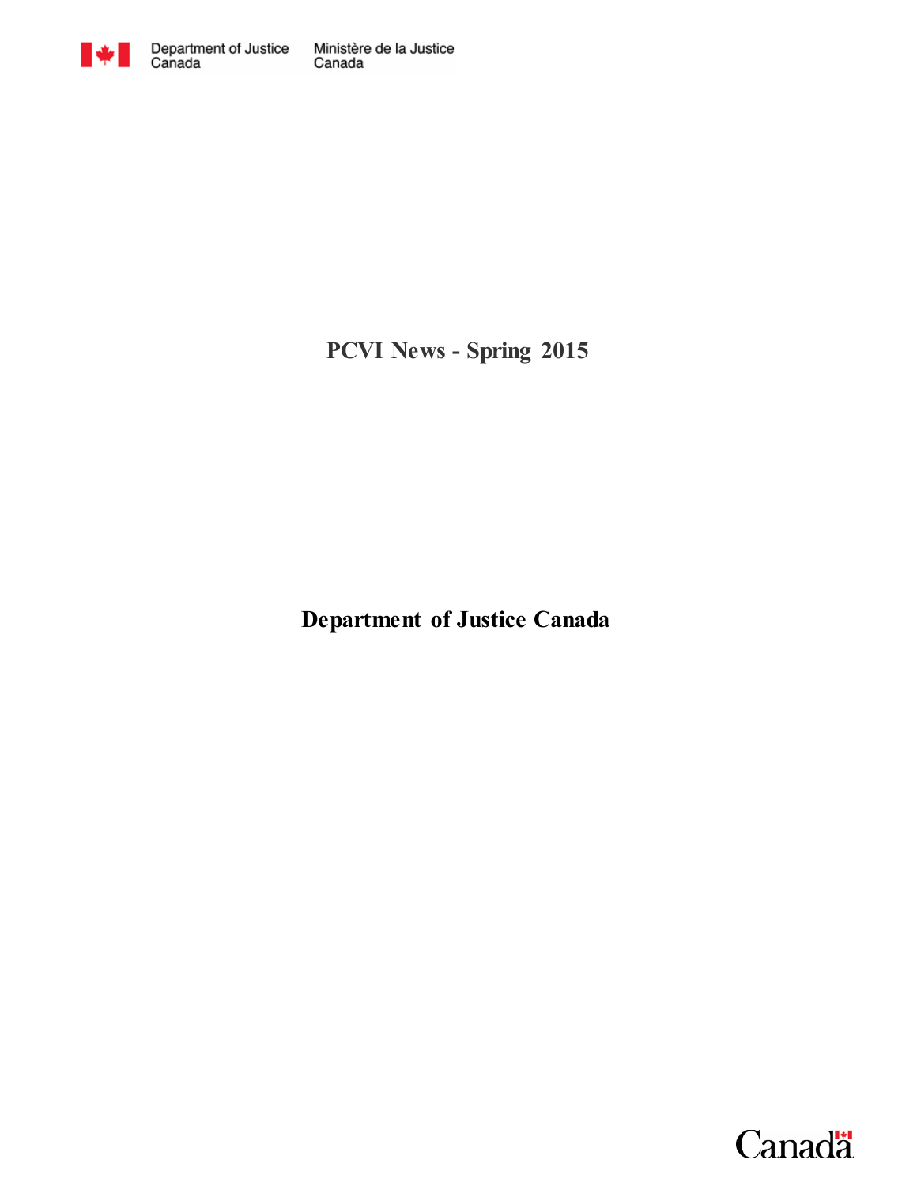Department of Justice Canada | Ministère de la Justice Canada

# PCVI News - Spring 2015

## Department of Justice Canada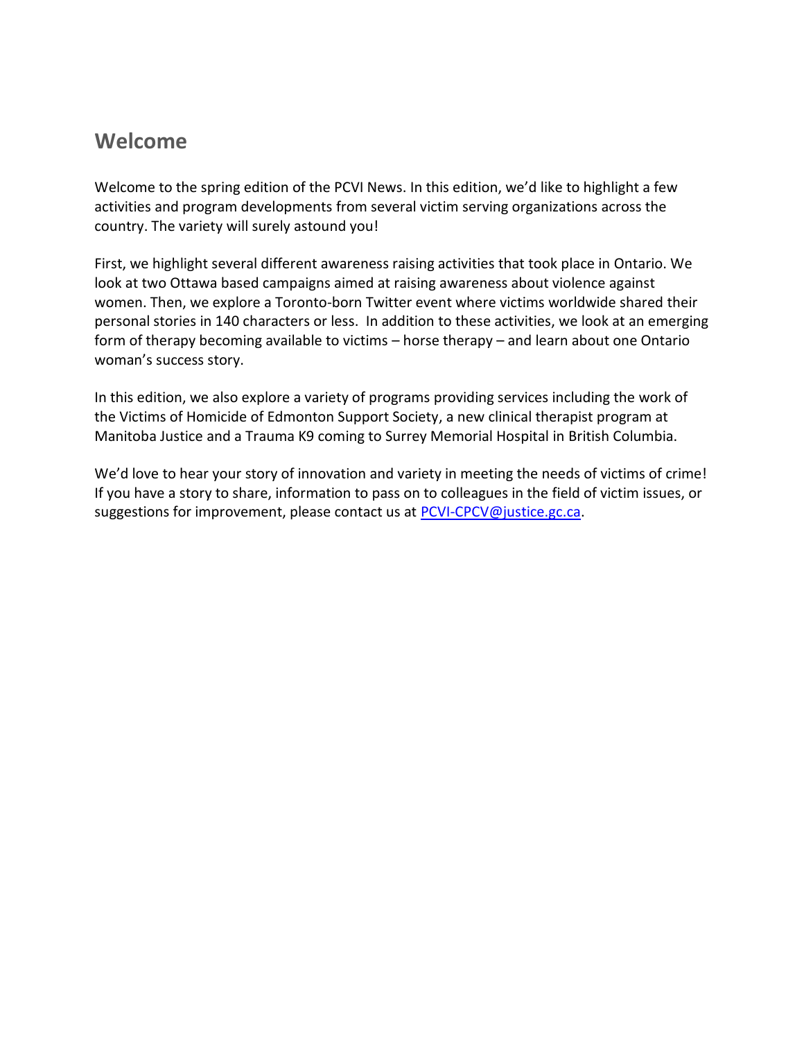## Welcome

Welcome to the spring edition of the PCVI News. In this edition, we'd like to highlight a few activities and program developments from several victim serving organizations across the country. The variety will surely astound you!

First, we highlight several different awareness raising activities that took place in Ontario. We look at two Ottawa based campaigns aimed at raising awareness about violence against women. Then, we explore a Toronto-born Twitter event where victims worldwide shared their personal stories in 140 characters or less. In addition to these activities, we look at an emerging form of therapy becoming available to victims – horse therapy – and learn about one Ontario woman's success story.

In this edition, we also explore a variety of programs providing services including the work of the Victims of Homicide of Edmonton Support Society, a new clinical therapist program at Manitoba Justice and a Trauma K9 coming to Surrey Memorial Hospital in British Columbia.

We'd love to hear your story of innovation and variety in meeting the needs of victims of crime! If you have a story to share, information to pass on to colleagues in the field of victim issues, or suggestions for improvement, please contact us at [PCVI-CPCV@justice.gc.ca](mailto:PCVI-CPCV@justice.gc.ca).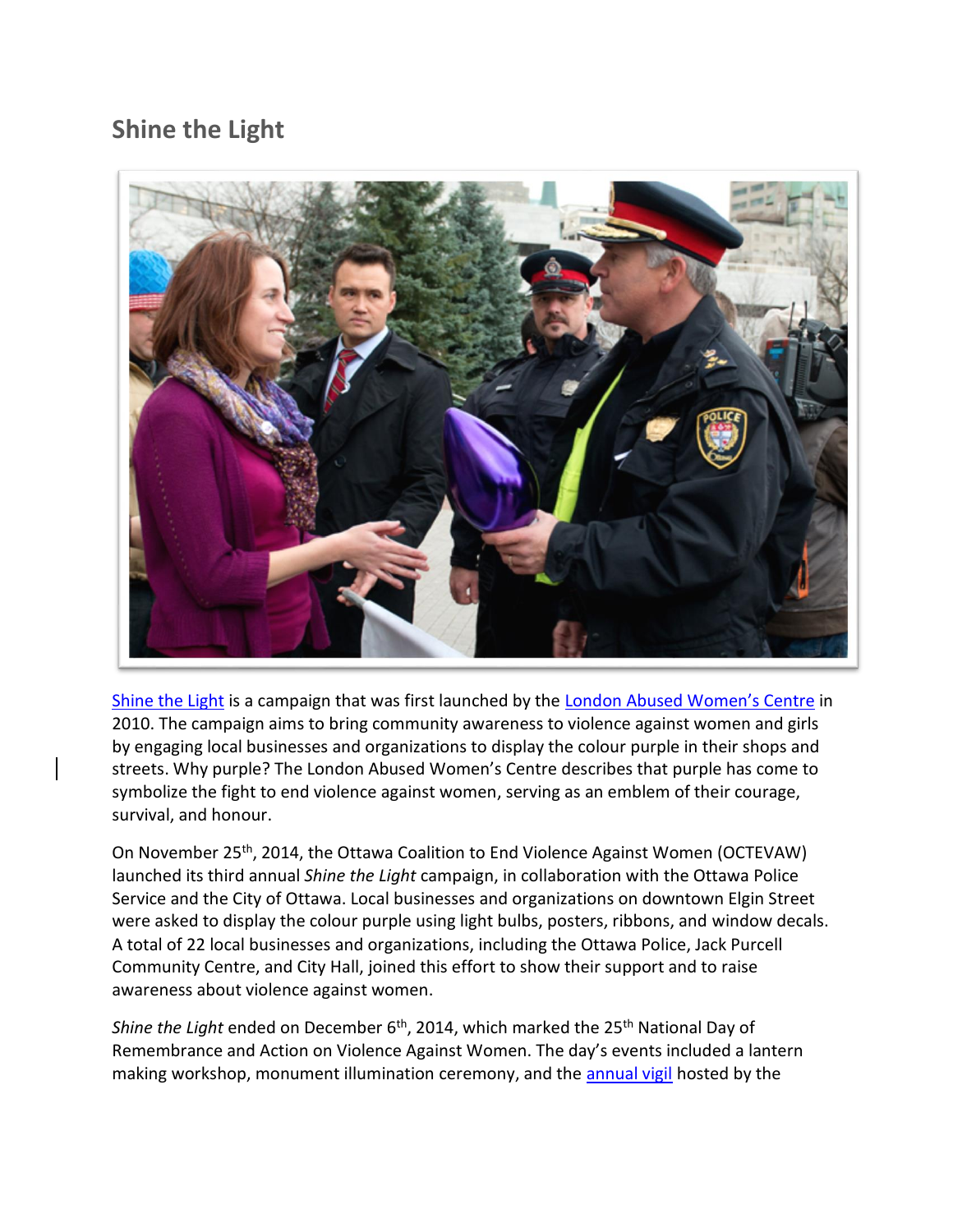## Shine the Light

Shine the Light is a campaign that was first launched by the London Abused Women's Centre in 2010. The campaign aims to bring community awareness to violence against women and girls by engaging local businesses and organizations to display the colour purple in their shops and streets. Why purple? The London Abused Women's Centre describes that purple has come to symbolize the fight to end violence against women, serving as an emblem of their courage, survival, and honour.

On November 25th, 2014, the Ottawa Coalition to End Violence Against Women (OCTEVAW) launched its third annual *Shine the Light* campaign, in collaboration with the Ottawa Police Service and the City of Ottawa. Local businesses and organizations on downtown Elgin Street were asked to display the colour purple using light bulbs, posters, ribbons, and window decals. A total of 22 local businesses and organizations, including the Ottawa Police, Jack Purcell Community Centre, and City Hall, joined this effort to show their support and to raise awareness about violence against women.

*Shine the Light* ended on December 6th, 2014, which marked the 25th National Day of Remembrance and Action on Violence Against Women. The day's events included a lantern making workshop, monument illumination ceremony, and the annual vigil hosted by the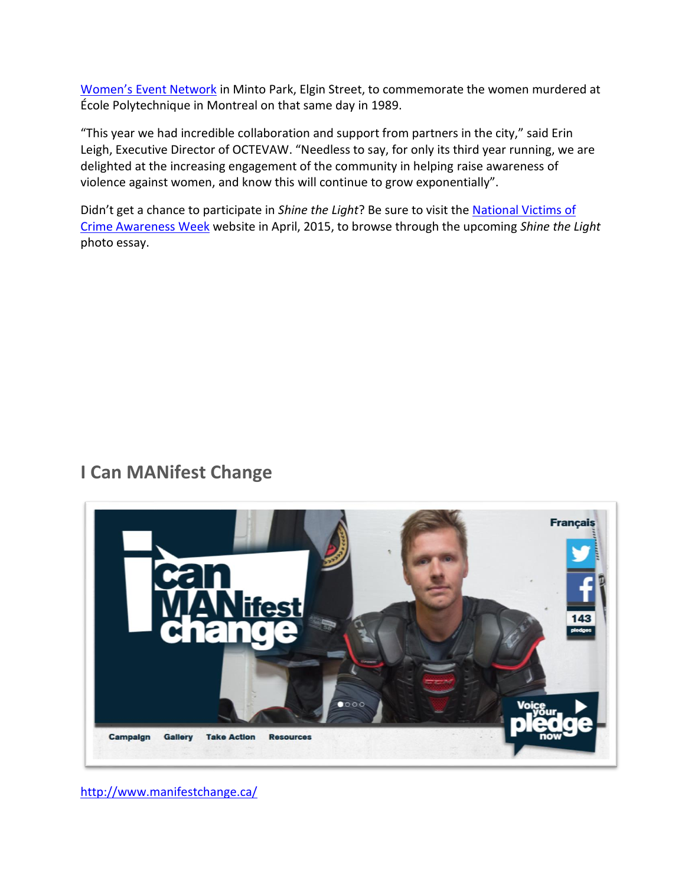[Women's Event Network](#) in Minto Park, Elgin Street, to commemorate the women murdered at École Polytechnique in Montreal on that same day in 1989.

"This year we had incredible collaboration and support from partners in the city," said Erin Leigh, Executive Director of OCTEVAW. "Needless to say, for only its third year running, we are delighted at the increasing engagement of the community in helping raise awareness of violence against women, and know this will continue to grow exponentially".

Didn't get a chance to participate in *Shine the Light*? Be sure to visit the [National Victims of Crime Awareness Week](#) website in April, 2015, to browse through the upcoming *Shine the Light* photo essay.

## I Can MANifest Change

http://www.manifestchange.ca/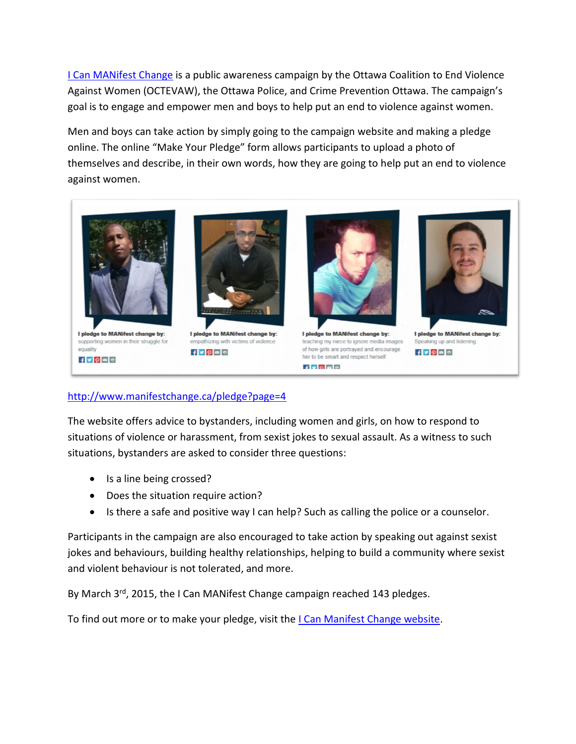I Can MANifest Change is a public awareness campaign by the Ottawa Coalition to End Violence Against Women (OCTEVAW), the Ottawa Police, and Crime Prevention Ottawa. The campaign's goal is to engage and empower men and boys to help put an end to violence against women.

Men and boys can take action by simply going to the campaign website and making a pledge online. The online "Make Your Pledge" form allows participants to upload a photo of themselves and describe, in their own words, how they are going to help put an end to violence against women.

http://www.manifestchange.ca/pledge?page=4

The website offers advice to bystanders, including women and girls, on how to respond to situations of violence or harassment, from sexist jokes to sexual assault. As a witness to such situations, bystanders are asked to consider three questions:

- Is a line being crossed?
- Does the situation require action?
- Is there a safe and positive way I can help? Such as calling the police or a counselor.

Participants in the campaign are also encouraged to take action by speaking out against sexist jokes and behaviours, building healthy relationships, helping to build a community where sexist and violent behaviour is not tolerated, and more.

By March 3rd, 2015, the I Can MANifest Change campaign reached 143 pledges.

To find out more or to make your pledge, visit the I Can Manifest Change website.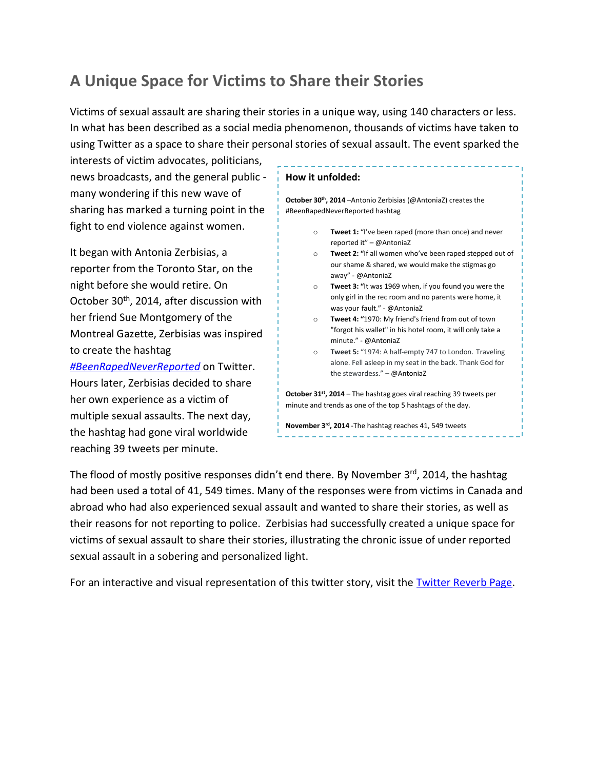## A Unique Space for Victims to Share their Stories

Victims of sexual assault are sharing their stories in a unique way, using 140 characters or less. In what has been described as a social media phenomenon, thousands of victims have taken to using Twitter as a space to share their personal stories of sexual assault. The event sparked the interests of victim advocates, politicians, news broadcasts, and the general public - many wondering if this new wave of sharing has marked a turning point in the fight to end violence against women.

It began with Antonia Zerbisias, a reporter from the Toronto Star, on the night before she would retire. On October 30th, 2014, after discussion with her friend Sue Montgomery of the Montreal Gazette, Zerbisias was inspired to create the hashtag *#BeenRapedNeverReported* on Twitter. Hours later, Zerbisias decided to share her own experience as a victim of multiple sexual assaults. The next day, the hashtag had gone viral worldwide reaching 39 tweets per minute.

**How it unfolded:**

**October 30th, 2014** –Antonio Zerbisias (@AntoniaZ) creates the #BeenRapedNeverReported hashtag

- **Tweet 1:** "I've been raped (more than once) and never reported it" – @AntoniaZ
- **Tweet 2: "**If all women who've been raped stepped out of our shame & shared, we would make the stigmas go away" - @AntoniaZ
- **Tweet 3: "**It was 1969 when, if you found you were the only girl in the rec room and no parents were home, it was your fault." - @AntoniaZ
- **Tweet 4: "**1970: My friend's friend from out of town "forgot his wallet" in his hotel room, it will only take a minute." - @AntoniaZ
- **Tweet 5:** "1974: A half-empty 747 to London. Traveling alone. Fell asleep in my seat in the back. Thank God for the stewardess." – @AntoniaZ

**October 31st, 2014** – The hashtag goes viral reaching 39 tweets per minute and trends as one of the top 5 hashtags of the day.

**November 3rd, 2014** -The hashtag reaches 41, 549 tweets

The flood of mostly positive responses didn't end there. By November 3rd, 2014, the hashtag had been used a total of 41, 549 times. Many of the responses were from victims in Canada and abroad who had also experienced sexual assault and wanted to share their stories, as well as their reasons for not reporting to police. Zerbisias had successfully created a unique space for victims of sexual assault to share their stories, illustrating the chronic issue of under reported sexual assault in a sobering and personalized light.

For an interactive and visual representation of this twitter story, visit the Twitter Reverb Page.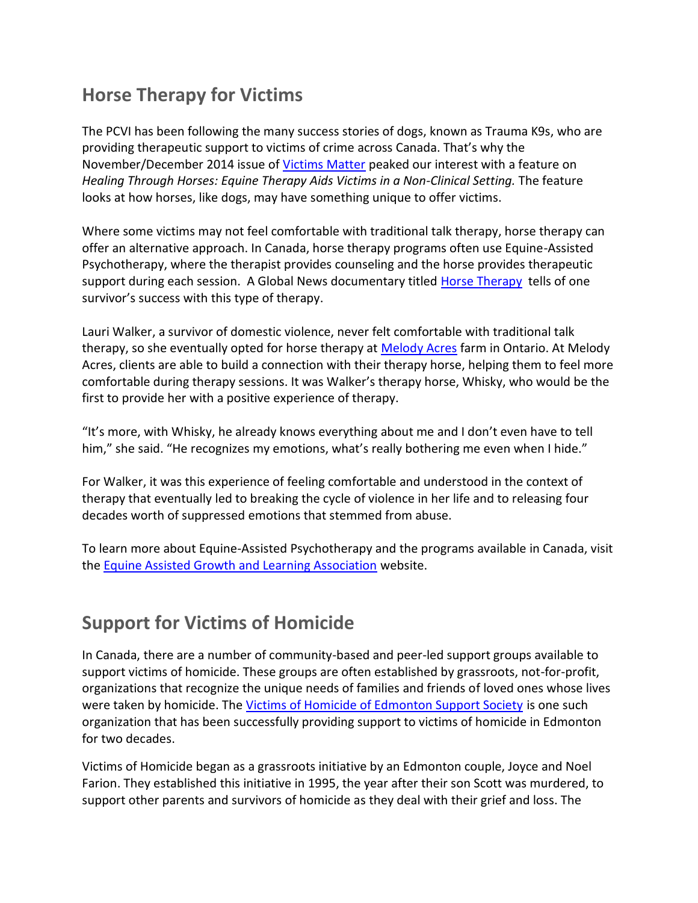## Horse Therapy for Victims

The PCVI has been following the many success stories of dogs, known as Trauma K9s, who are providing therapeutic support to victims of crime across Canada. That's why the November/December 2014 issue of [Victims Matter](#) peaked our interest with a feature on *Healing Through Horses: Equine Therapy Aids Victims in a Non-Clinical Setting.* The feature looks at how horses, like dogs, may have something unique to offer victims.

Where some victims may not feel comfortable with traditional talk therapy, horse therapy can offer an alternative approach. In Canada, horse therapy programs often use Equine-Assisted Psychotherapy, where the therapist provides counseling and the horse provides therapeutic support during each session. A Global News documentary titled [Horse Therapy](#) tells of one survivor's success with this type of therapy.

Lauri Walker, a survivor of domestic violence, never felt comfortable with traditional talk therapy, so she eventually opted for horse therapy at [Melody Acres](#) farm in Ontario. At Melody Acres, clients are able to build a connection with their therapy horse, helping them to feel more comfortable during therapy sessions. It was Walker's therapy horse, Whisky, who would be the first to provide her with a positive experience of therapy.

"It's more, with Whisky, he already knows everything about me and I don't even have to tell him," she said. "He recognizes my emotions, what's really bothering me even when I hide."

For Walker, it was this experience of feeling comfortable and understood in the context of therapy that eventually led to breaking the cycle of violence in her life and to releasing four decades worth of suppressed emotions that stemmed from abuse.

To learn more about Equine-Assisted Psychotherapy and the programs available in Canada, visit the [Equine Assisted Growth and Learning Association](#) website.

## Support for Victims of Homicide

In Canada, there are a number of community-based and peer-led support groups available to support victims of homicide. These groups are often established by grassroots, not-for-profit, organizations that recognize the unique needs of families and friends of loved ones whose lives were taken by homicide. The [Victims of Homicide of Edmonton Support Society](#) is one such organization that has been successfully providing support to victims of homicide in Edmonton for two decades.

Victims of Homicide began as a grassroots initiative by an Edmonton couple, Joyce and Noel Farion. They established this initiative in 1995, the year after their son Scott was murdered, to support other parents and survivors of homicide as they deal with their grief and loss. The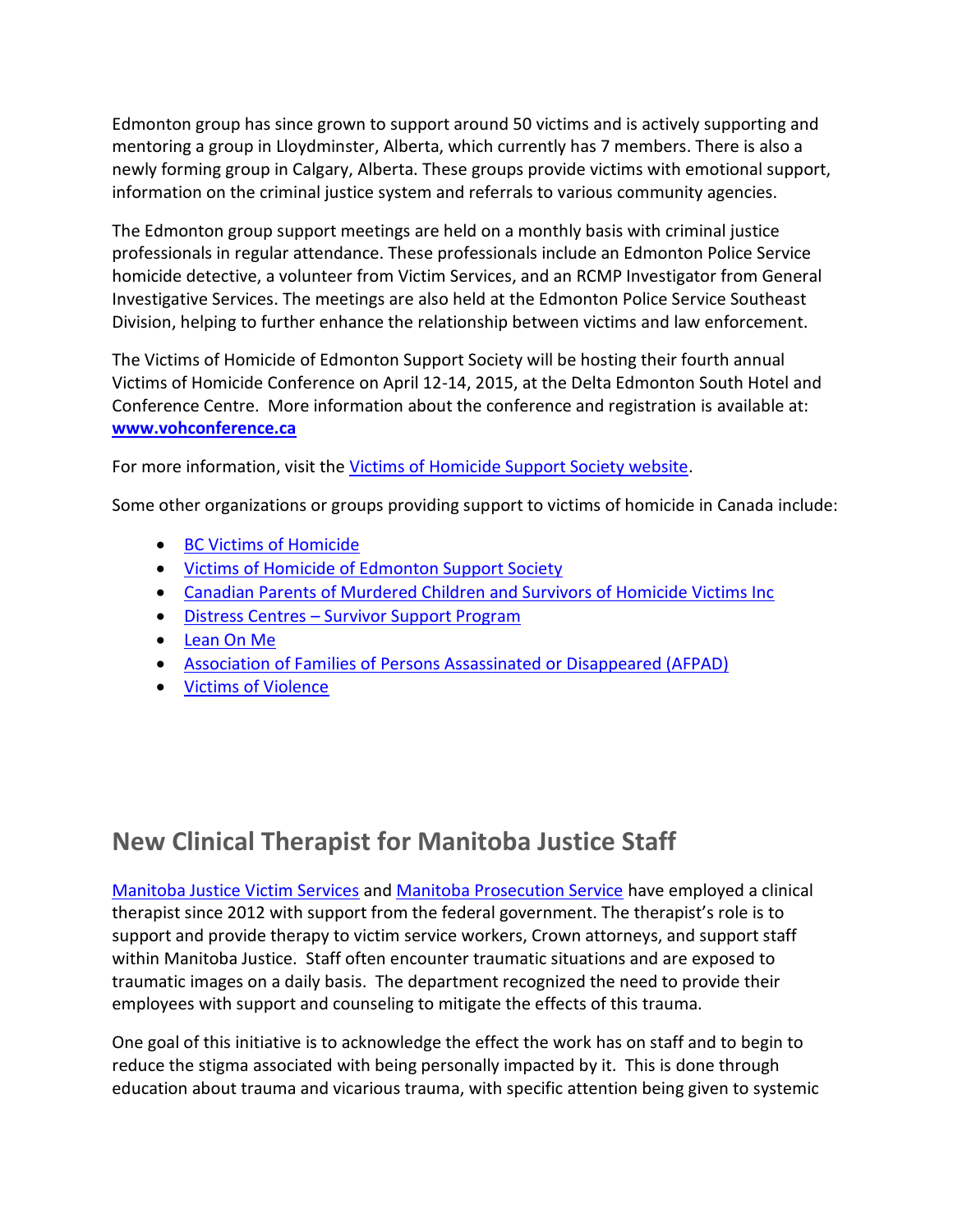Edmonton group has since grown to support around 50 victims and is actively supporting and mentoring a group in Lloydminster, Alberta, which currently has 7 members. There is also a newly forming group in Calgary, Alberta. These groups provide victims with emotional support, information on the criminal justice system and referrals to various community agencies.

The Edmonton group support meetings are held on a monthly basis with criminal justice professionals in regular attendance. These professionals include an Edmonton Police Service homicide detective, a volunteer from Victim Services, and an RCMP Investigator from General Investigative Services. The meetings are also held at the Edmonton Police Service Southeast Division, helping to further enhance the relationship between victims and law enforcement.

The Victims of Homicide of Edmonton Support Society will be hosting their fourth annual Victims of Homicide Conference on April 12-14, 2015, at the Delta Edmonton South Hotel and Conference Centre. More information about the conference and registration is available at: **www.vohconference.ca**

For more information, visit the Victims of Homicide Support Society website.

Some other organizations or groups providing support to victims of homicide in Canada include:

- BC Victims of Homicide
- Victims of Homicide of Edmonton Support Society
- Canadian Parents of Murdered Children and Survivors of Homicide Victims Inc
- Distress Centres – Survivor Support Program
- Lean On Me
- Association of Families of Persons Assassinated or Disappeared (AFPAD)
- Victims of Violence

## New Clinical Therapist for Manitoba Justice Staff

Manitoba Justice Victim Services and Manitoba Prosecution Service have employed a clinical therapist since 2012 with support from the federal government. The therapist's role is to support and provide therapy to victim service workers, Crown attorneys, and support staff within Manitoba Justice. Staff often encounter traumatic situations and are exposed to traumatic images on a daily basis. The department recognized the need to provide their employees with support and counseling to mitigate the effects of this trauma.

One goal of this initiative is to acknowledge the effect the work has on staff and to begin to reduce the stigma associated with being personally impacted by it. This is done through education about trauma and vicarious trauma, with specific attention being given to systemic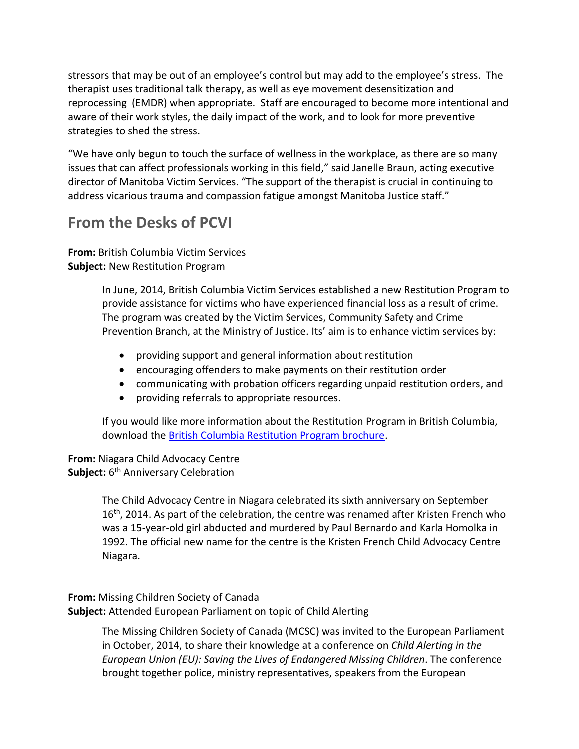stressors that may be out of an employee's control but may add to the employee's stress. The therapist uses traditional talk therapy, as well as eye movement desensitization and reprocessing (EMDR) when appropriate. Staff are encouraged to become more intentional and aware of their work styles, the daily impact of the work, and to look for more preventive strategies to shed the stress.

"We have only begun to touch the surface of wellness in the workplace, as there are so many issues that can affect professionals working in this field," said Janelle Braun, acting executive director of Manitoba Victim Services. "The support of the therapist is crucial in continuing to address vicarious trauma and compassion fatigue amongst Manitoba Justice staff."

## From the Desks of PCVI

**From:** British Columbia Victim Services
**Subject:** New Restitution Program

In June, 2014, British Columbia Victim Services established a new Restitution Program to provide assistance for victims who have experienced financial loss as a result of crime. The program was created by the Victim Services, Community Safety and Crime Prevention Branch, at the Ministry of Justice. Its' aim is to enhance victim services by:

- providing support and general information about restitution
- encouraging offenders to make payments on their restitution order
- communicating with probation officers regarding unpaid restitution orders, and
- providing referrals to appropriate resources.

If you would like more information about the Restitution Program in British Columbia, download the British Columbia Restitution Program brochure.

**From:** Niagara Child Advocacy Centre
**Subject:** 6th Anniversary Celebration

The Child Advocacy Centre in Niagara celebrated its sixth anniversary on September 16th, 2014. As part of the celebration, the centre was renamed after Kristen French who was a 15-year-old girl abducted and murdered by Paul Bernardo and Karla Homolka in 1992. The official new name for the centre is the Kristen French Child Advocacy Centre Niagara.

**From:** Missing Children Society of Canada
**Subject:** Attended European Parliament on topic of Child Alerting

The Missing Children Society of Canada (MCSC) was invited to the European Parliament in October, 2014, to share their knowledge at a conference on *Child Alerting in the European Union (EU): Saving the Lives of Endangered Missing Children*. The conference brought together police, ministry representatives, speakers from the European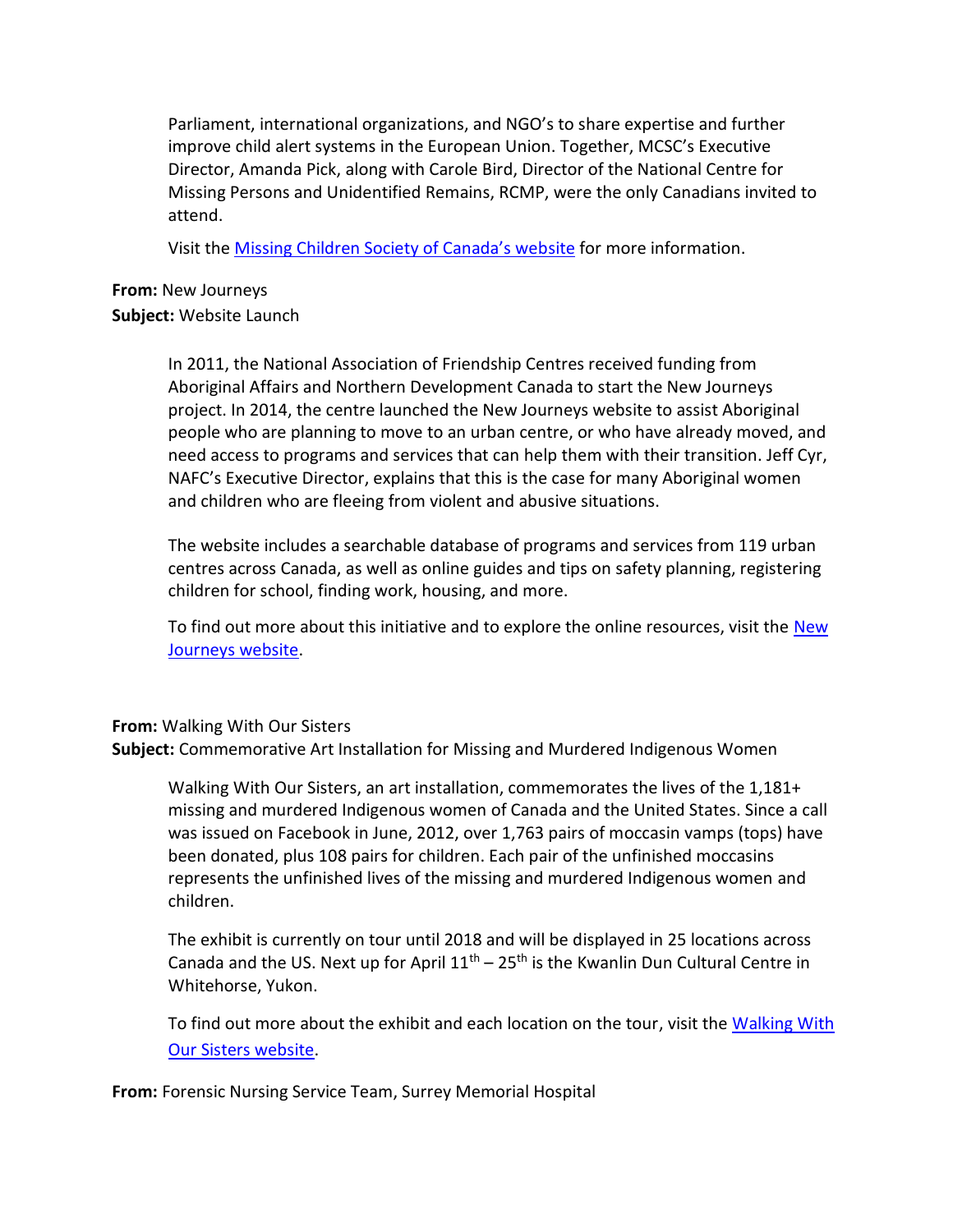Parliament, international organizations, and NGO's to share expertise and further improve child alert systems in the European Union. Together, MCSC's Executive Director, Amanda Pick, along with Carole Bird, Director of the National Centre for Missing Persons and Unidentified Remains, RCMP, were the only Canadians invited to attend.

Visit the Missing Children Society of Canada's website for more information.

**From:** New Journeys
**Subject:** Website Launch

In 2011, the National Association of Friendship Centres received funding from Aboriginal Affairs and Northern Development Canada to start the New Journeys project. In 2014, the centre launched the New Journeys website to assist Aboriginal people who are planning to move to an urban centre, or who have already moved, and need access to programs and services that can help them with their transition. Jeff Cyr, NAFC's Executive Director, explains that this is the case for many Aboriginal women and children who are fleeing from violent and abusive situations.

The website includes a searchable database of programs and services from 119 urban centres across Canada, as well as online guides and tips on safety planning, registering children for school, finding work, housing, and more.

To find out more about this initiative and to explore the online resources, visit the New Journeys website.

**From:** Walking With Our Sisters
**Subject:** Commemorative Art Installation for Missing and Murdered Indigenous Women

Walking With Our Sisters, an art installation, commemorates the lives of the 1,181+ missing and murdered Indigenous women of Canada and the United States. Since a call was issued on Facebook in June, 2012, over 1,763 pairs of moccasin vamps (tops) have been donated, plus 108 pairs for children. Each pair of the unfinished moccasins represents the unfinished lives of the missing and murdered Indigenous women and children.

The exhibit is currently on tour until 2018 and will be displayed in 25 locations across Canada and the US. Next up for April 11th – 25th is the Kwanlin Dun Cultural Centre in Whitehorse, Yukon.

To find out more about the exhibit and each location on the tour, visit the Walking With Our Sisters website.

**From:** Forensic Nursing Service Team, Surrey Memorial Hospital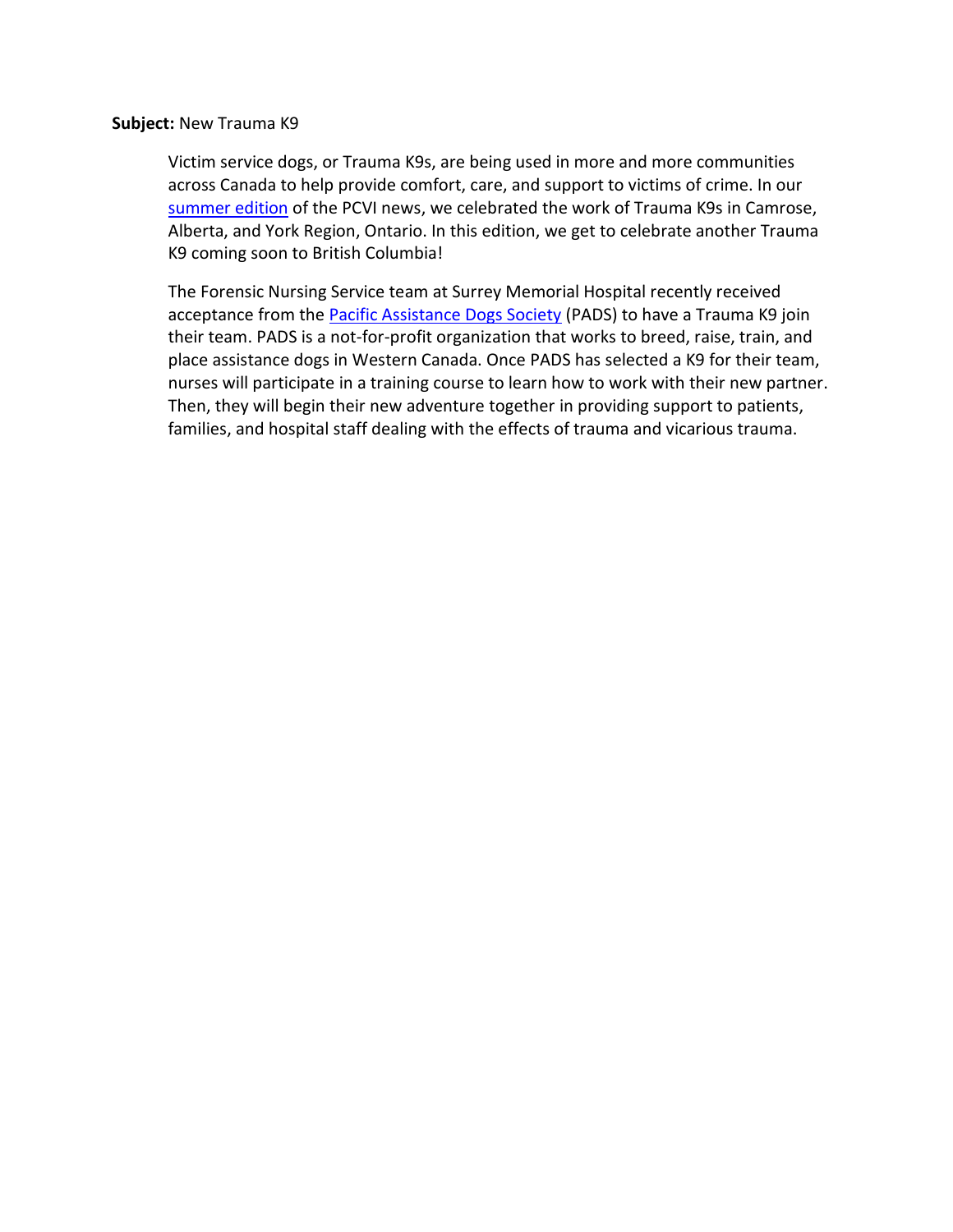**Subject:** New Trauma K9

Victim service dogs, or Trauma K9s, are being used in more and more communities across Canada to help provide comfort, care, and support to victims of crime. In our summer edition of the PCVI news, we celebrated the work of Trauma K9s in Camrose, Alberta, and York Region, Ontario. In this edition, we get to celebrate another Trauma K9 coming soon to British Columbia!

The Forensic Nursing Service team at Surrey Memorial Hospital recently received acceptance from the Pacific Assistance Dogs Society (PADS) to have a Trauma K9 join their team. PADS is a not-for-profit organization that works to breed, raise, train, and place assistance dogs in Western Canada. Once PADS has selected a K9 for their team, nurses will participate in a training course to learn how to work with their new partner. Then, they will begin their new adventure together in providing support to patients, families, and hospital staff dealing with the effects of trauma and vicarious trauma.